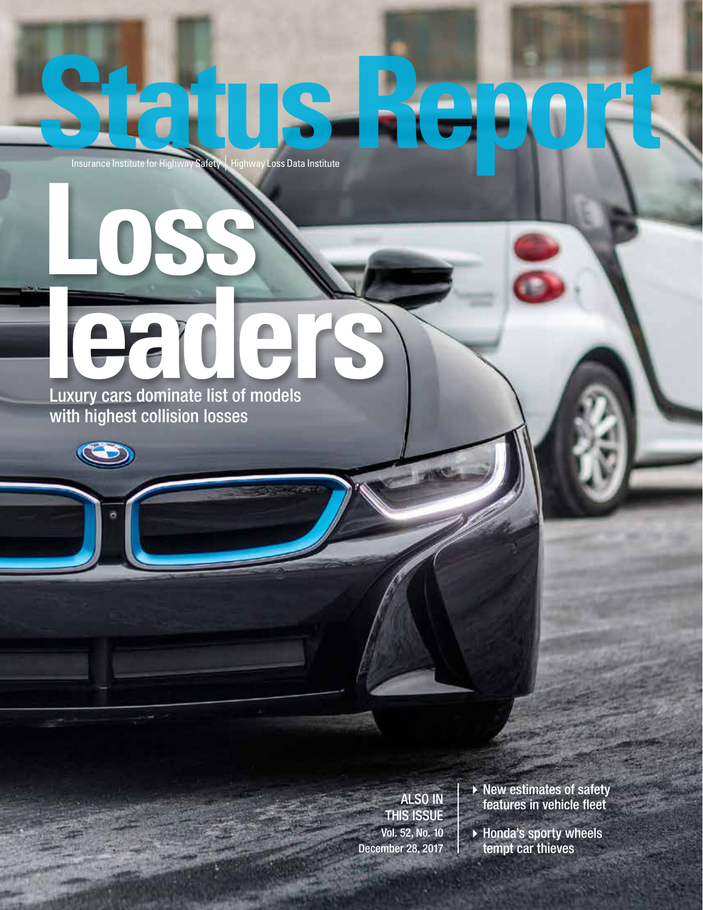# Status Report

Insurance Institute for Highway Safety | Highway Loss Data Institute

## Loss leaders

Luxury cars dominate list of models with highest collision losses

ALSO IN THIS ISSUE
Vol. 52, No. 10
December 28, 2017

- New estimates of safety features in vehicle fleet
- Honda's sporty wheels tempt car thieves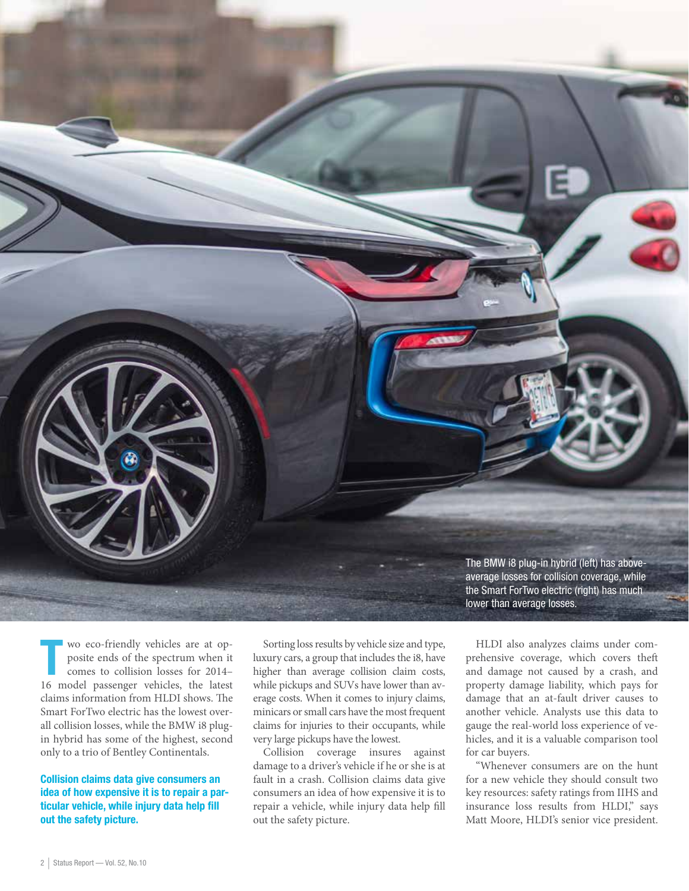The BMW i8 plug-in hybrid (left) has above-average losses for collision coverage, while the Smart ForTwo electric (right) has much lower than average losses.

Two eco-friendly vehicles are at opposite ends of the spectrum when it comes to collision losses for 2014–16 model passenger vehicles, the latest claims information from HLDI shows. The Smart ForTwo electric has the lowest overall collision losses, while the BMW i8 plug-in hybrid has some of the highest, second only to a trio of Bentley Continentals.

**Collision claims data give consumers an idea of how expensive it is to repair a particular vehicle, while injury data help fill out the safety picture.**

Sorting loss results by vehicle size and type, luxury cars, a group that includes the i8, have higher than average collision claim costs, while pickups and SUVs have lower than average costs. When it comes to injury claims, minicars or small cars have the most frequent claims for injuries to their occupants, while very large pickups have the lowest.

Collision coverage insures against damage to a driver's vehicle if he or she is at fault in a crash. Collision claims data give consumers an idea of how expensive it is to repair a vehicle, while injury data help fill out the safety picture.

HLDI also analyzes claims under comprehensive coverage, which covers theft and damage not caused by a crash, and property damage liability, which pays for damage that an at-fault driver causes to another vehicle. Analysts use this data to gauge the real-world loss experience of vehicles, and it is a valuable comparison tool for car buyers.

"Whenever consumers are on the hunt for a new vehicle they should consult two key resources: safety ratings from IIHS and insurance loss results from HLDI," says Matt Moore, HLDI's senior vice president.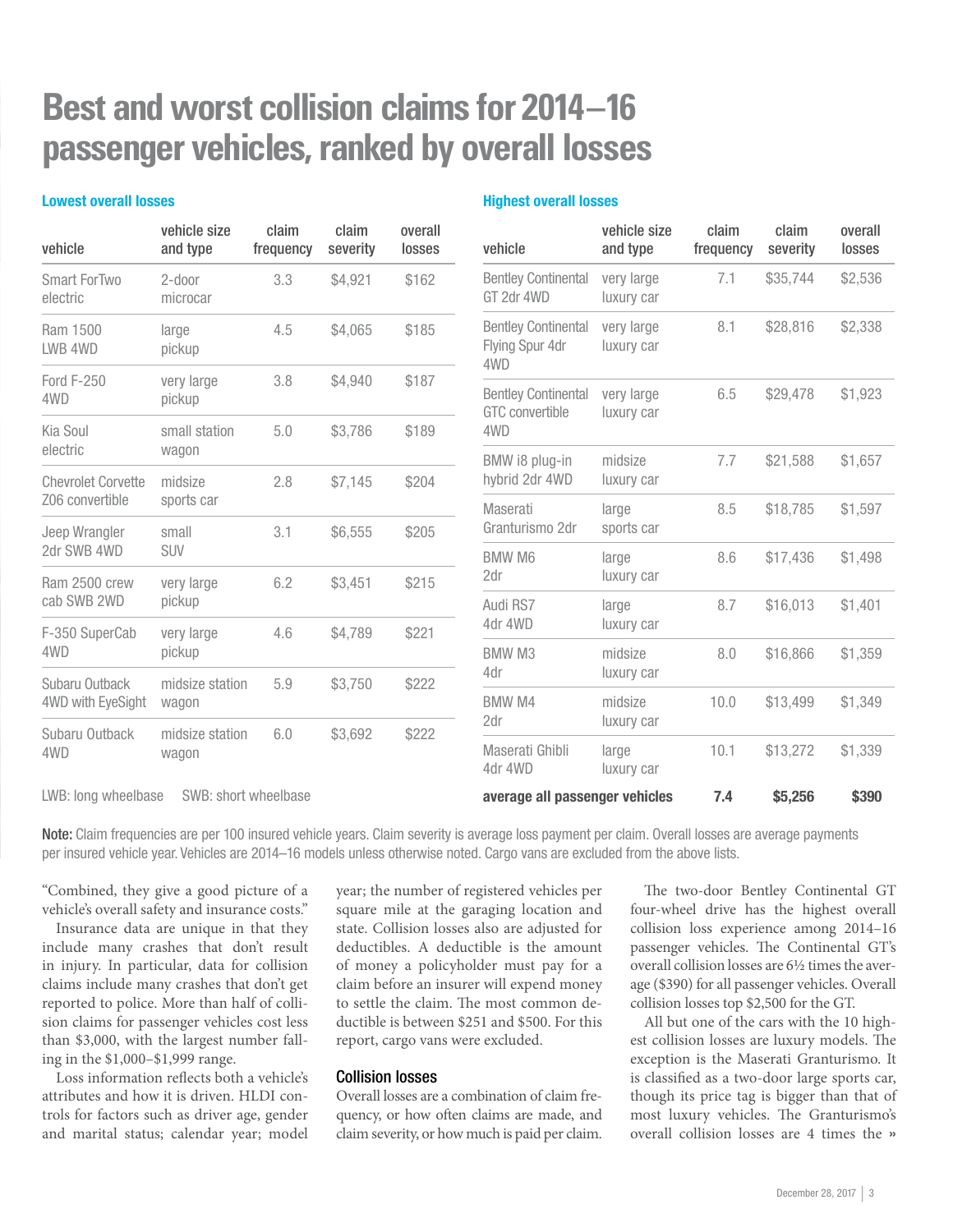# Best and worst collision claims for 2014–16 passenger vehicles, ranked by overall losses

### Lowest overall losses

| vehicle | vehicle size and type | claim frequency | claim severity | overall losses |
|---|---|---|---|---|
| Smart ForTwo electric | 2-door microcar | 3.3 | $4,921 | $162 |
| Ram 1500 LWB 4WD | large pickup | 4.5 | $4,065 | $185 |
| Ford F-250 4WD | very large pickup | 3.8 | $4,940 | $187 |
| Kia Soul electric | small station wagon | 5.0 | $3,786 | $189 |
| Chevrolet Corvette Z06 convertible | midsize sports car | 2.8 | $7,145 | $204 |
| Jeep Wrangler 2dr SWB 4WD | small SUV | 3.1 | $6,555 | $205 |
| Ram 2500 crew cab SWB 2WD | very large pickup | 6.2 | $3,451 | $215 |
| F-350 SuperCab 4WD | very large pickup | 4.6 | $4,789 | $221 |
| Subaru Outback 4WD with EyeSight | midsize station wagon | 5.9 | $3,750 | $222 |
| Subaru Outback 4WD | midsize station wagon | 6.0 | $3,692 | $222 |

LWB: long wheelbase SWB: short wheelbase

### Highest overall losses

| vehicle | vehicle size and type | claim frequency | claim severity | overall losses |
|---|---|---|---|---|
| Bentley Continental GT 2dr 4WD | very large luxury car | 7.1 | $35,744 | $2,536 |
| Bentley Continental Flying Spur 4dr 4WD | very large luxury car | 8.1 | $28,816 | $2,338 |
| Bentley Continental GTC convertible 4WD | very large luxury car | 6.5 | $29,478 | $1,923 |
| BMW i8 plug-in hybrid 2dr 4WD | midsize luxury car | 7.7 | $21,588 | $1,657 |
| Maserati Granturismo 2dr | large sports car | 8.5 | $18,785 | $1,597 |
| BMW M6 2dr | large luxury car | 8.6 | $17,436 | $1,498 |
| Audi RS7 4dr 4WD | large luxury car | 8.7 | $16,013 | $1,401 |
| BMW M3 4dr | midsize luxury car | 8.0 | $16,866 | $1,359 |
| BMW M4 2dr | midsize luxury car | 10.0 | $13,499 | $1,349 |
| Maserati Ghibli 4dr 4WD | large luxury car | 10.1 | $13,272 | $1,339 |
| **average all passenger vehicles** | | **7.4** | **$5,256** | **$390** |

**Note:** Claim frequencies are per 100 insured vehicle years. Claim severity is average loss payment per claim. Overall losses are average payments per insured vehicle year. Vehicles are 2014–16 models unless otherwise noted. Cargo vans are excluded from the above lists.

"Combined, they give a good picture of a vehicle's overall safety and insurance costs."

Insurance data are unique in that they include many crashes that don't result in injury. In particular, data for collision claims include many crashes that don't get reported to police. More than half of collision claims for passenger vehicles cost less than $3,000, with the largest number falling in the $1,000–$1,999 range.

Loss information reflects both a vehicle's attributes and how it is driven. HLDI controls for factors such as driver age, gender and marital status; calendar year; model year; the number of registered vehicles per square mile at the garaging location and state. Collision losses also are adjusted for deductibles. A deductible is the amount of money a policyholder must pay for a claim before an insurer will expend money to settle the claim. The most common deductible is between $251 and $500. For this report, cargo vans were excluded.

## Collision losses

Overall losses are a combination of claim frequency, or how often claims are made, and claim severity, or how much is paid per claim.

The two-door Bentley Continental GT four-wheel drive has the highest overall collision loss experience among 2014–16 passenger vehicles. The Continental GT's overall collision losses are 6½ times the average ($390) for all passenger vehicles. Overall collision losses top $2,500 for the GT.

All but one of the cars with the 10 highest collision losses are luxury models. The exception is the Maserati Granturismo. It is classified as a two-door large sports car, though its price tag is bigger than that of most luxury vehicles. The Granturismo's overall collision losses are 4 times the »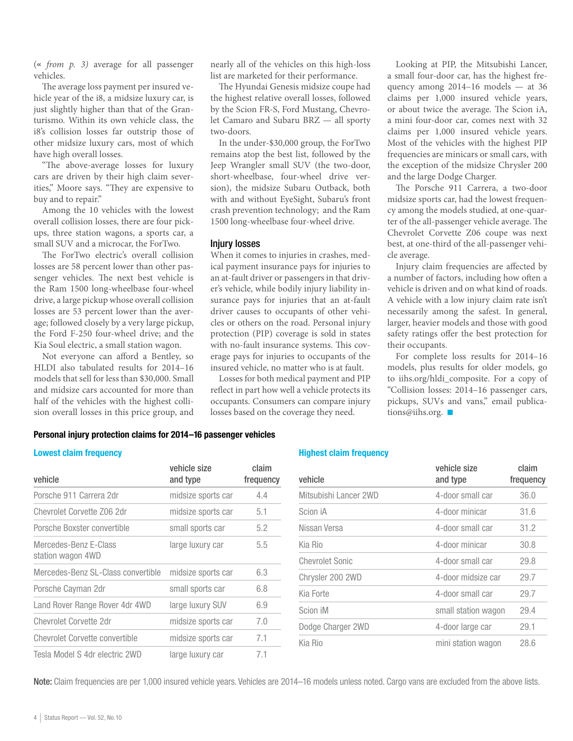(« *from p. 3)* average for all passenger vehicles.

The average loss payment per insured vehicle year of the i8, a midsize luxury car, is just slightly higher than that of the Granturismo. Within its own vehicle class, the i8's collision losses far outstrip those of other midsize luxury cars, most of which have high overall losses.

"The above-average losses for luxury cars are driven by their high claim severities," Moore says. "They are expensive to buy and to repair."

Among the 10 vehicles with the lowest overall collision losses, there are four pickups, three station wagons, a sports car, a small SUV and a microcar, the ForTwo.

The ForTwo electric's overall collision losses are 58 percent lower than other passenger vehicles. The next best vehicle is the Ram 1500 long-wheelbase four-wheel drive, a large pickup whose overall collision losses are 53 percent lower than the average; followed closely by a very large pickup, the Ford F-250 four-wheel drive; and the Kia Soul electric, a small station wagon.

Not everyone can afford a Bentley, so HLDI also tabulated results for 2014–16 models that sell for less than $30,000. Small and midsize cars accounted for more than half of the vehicles with the highest collision overall losses in this price group, and nearly all of the vehicles on this high-loss list are marketed for their performance.

The Hyundai Genesis midsize coupe had the highest relative overall losses, followed by the Scion FR-S, Ford Mustang, Chevrolet Camaro and Subaru BRZ — all sporty two-doors.

In the under-$30,000 group, the ForTwo remains atop the best list, followed by the Jeep Wrangler small SUV (the two-door, short-wheelbase, four-wheel drive version), the midsize Subaru Outback, both with and without EyeSight, Subaru's front crash prevention technology; and the Ram 1500 long-wheelbase four-wheel drive.

## Injury losses

When it comes to injuries in crashes, medical payment insurance pays for injuries to an at-fault driver or passengers in that driver's vehicle, while bodily injury liability insurance pays for injuries that an at-fault driver causes to occupants of other vehicles or others on the road. Personal injury protection (PIP) coverage is sold in states with no-fault insurance systems. This coverage pays for injuries to occupants of the insured vehicle, no matter who is at fault.

Losses for both medical payment and PIP reflect in part how well a vehicle protects its occupants. Consumers can compare injury losses based on the coverage they need.

Looking at PIP, the Mitsubishi Lancer, a small four-door car, has the highest frequency among 2014–16 models — at 36 claims per 1,000 insured vehicle years, or about twice the average. The Scion iA, a mini four-door car, comes next with 32 claims per 1,000 insured vehicle years. Most of the vehicles with the highest PIP frequencies are minicars or small cars, with the exception of the midsize Chrysler 200 and the large Dodge Charger.

The Porsche 911 Carrera, a two-door midsize sports car, had the lowest frequency among the models studied, at one-quarter of the all-passenger vehicle average. The Chevrolet Corvette Z06 coupe was next best, at one-third of the all-passenger vehicle average.

Injury claim frequencies are affected by a number of factors, including how often a vehicle is driven and on what kind of roads. A vehicle with a low injury claim rate isn't necessarily among the safest. In general, larger, heavier models and those with good safety ratings offer the best protection for their occupants.

For complete loss results for 2014–16 models, plus results for older models, go to iihs.org/hldi_composite. For a copy of "Collision losses: 2014–16 passenger cars, pickups, SUVs and vans," email publications@iihs.org. ■

### Personal injury protection claims for 2014–16 passenger vehicles

#### Lowest claim frequency

| vehicle | vehicle size and type | claim frequency |
|---|---|---|
| Porsche 911 Carrera 2dr | midsize sports car | 4.4 |
| Chevrolet Corvette Z06 2dr | midsize sports car | 5.1 |
| Porsche Boxster convertible | small sports car | 5.2 |
| Mercedes-Benz E-Class station wagon 4WD | large luxury car | 5.5 |
| Mercedes-Benz SL-Class convertible | midsize sports car | 6.3 |
| Porsche Cayman 2dr | small sports car | 6.8 |
| Land Rover Range Rover 4dr 4WD | large luxury SUV | 6.9 |
| Chevrolet Corvette 2dr | midsize sports car | 7.0 |
| Chevrolet Corvette convertible | midsize sports car | 7.1 |
| Tesla Model S 4dr electric 2WD | large luxury car | 7.1 |

#### Highest claim frequency

| vehicle | vehicle size and type | claim frequency |
|---|---|---|
| Mitsubishi Lancer 2WD | 4-door small car | 36.0 |
| Scion iA | 4-door minicar | 31.6 |
| Nissan Versa | 4-door small car | 31.2 |
| Kia Rio | 4-door minicar | 30.8 |
| Chevrolet Sonic | 4-door small car | 29.8 |
| Chrysler 200 2WD | 4-door midsize car | 29.7 |
| Kia Forte | 4-door small car | 29.7 |
| Scion iM | small station wagon | 29.4 |
| Dodge Charger 2WD | 4-door large car | 29.1 |
| Kia Rio | mini station wagon | 28.6 |

**Note:** Claim frequencies are per 1,000 insured vehicle years. Vehicles are 2014–16 models unless noted. Cargo vans are excluded from the above lists.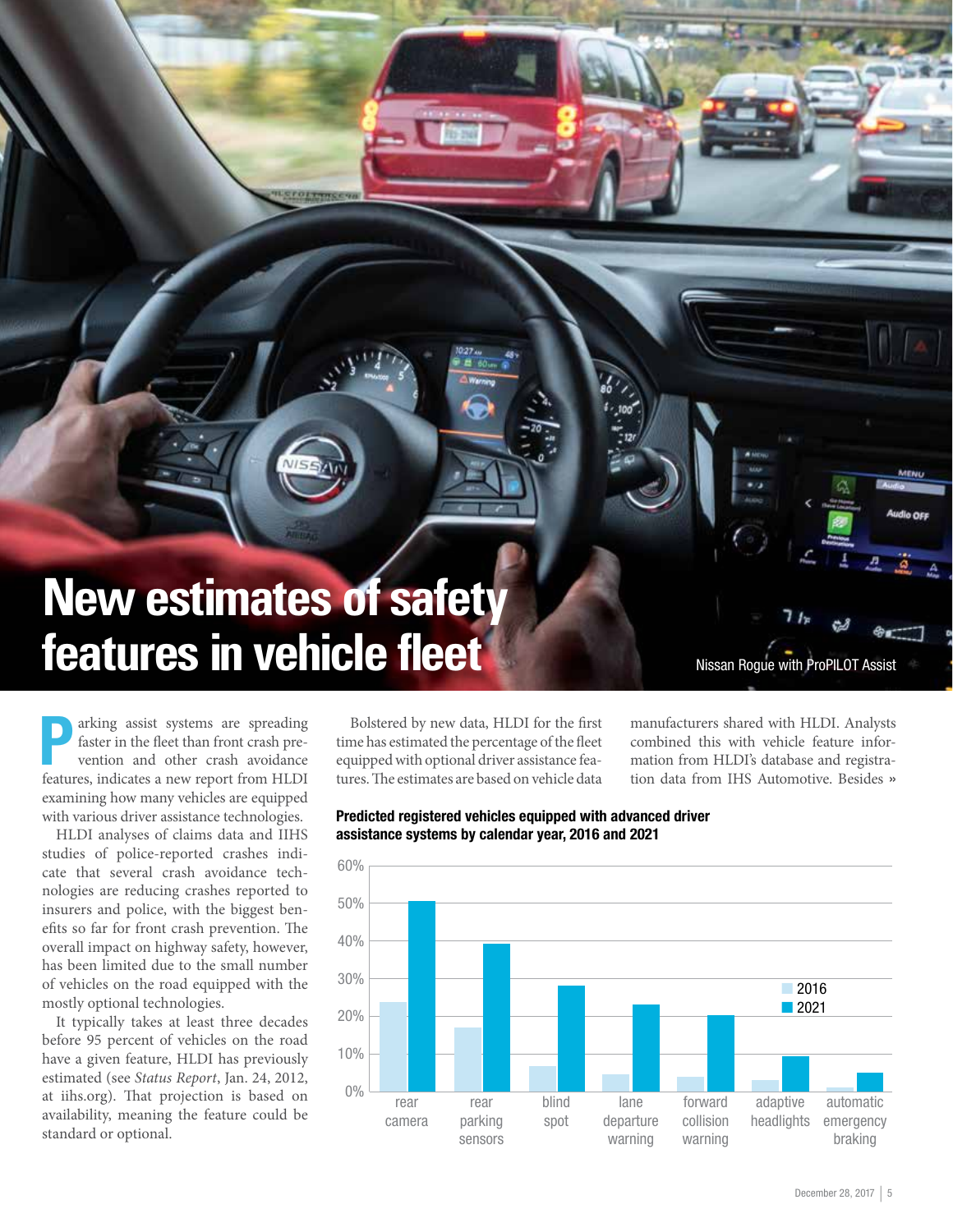# New estimates of safety features in vehicle fleet

Nissan Rogue with ProPILOT Assist

Parking assist systems are spreading faster in the fleet than front crash prevention and other crash avoidance features, indicates a new report from HLDI examining how many vehicles are equipped with various driver assistance technologies.

HLDI analyses of claims data and IIHS studies of police-reported crashes indicate that several crash avoidance technologies are reducing crashes reported to insurers and police, with the biggest benefits so far for front crash prevention. The overall impact on highway safety, however, has been limited due to the small number of vehicles on the road equipped with the mostly optional technologies.

It typically takes at least three decades before 95 percent of vehicles on the road have a given feature, HLDI has previously estimated (see *Status Report*, Jan. 24, 2012, at iihs.org). That projection is based on availability, meaning the feature could be standard or optional.

Bolstered by new data, HLDI for the first time has estimated the percentage of the fleet equipped with optional driver assistance features. The estimates are based on vehicle data manufacturers shared with HLDI. Analysts combined this with vehicle feature information from HLDI's database and registration data from IHS Automotive. Besides »

**Predicted registered vehicles equipped with advanced driver assistance systems by calendar year, 2016 and 2021**

| Feature | 2016 | 2021 |
|---|---|---|
| rear camera | ~24% | ~50% |
| rear parking sensors | ~17% | ~39% |
| blind spot | ~7% | ~28% |
| lane departure warning | ~5% | ~23% |
| forward collision warning | ~4% | ~20% |
| adaptive headlights | ~3% | ~9% |
| automatic emergency braking | ~1% | ~5% |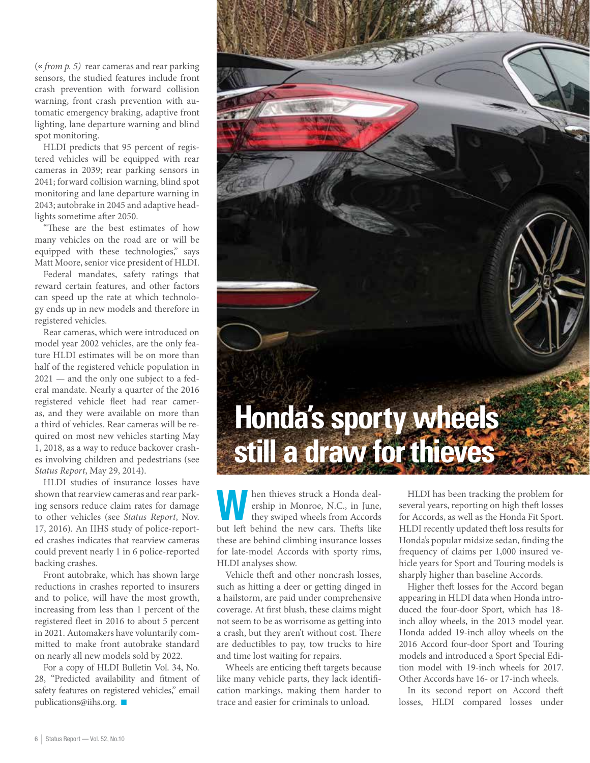(« *from p. 5)* rear cameras and rear parking sensors, the studied features include front crash prevention with forward collision warning, front crash prevention with automatic emergency braking, adaptive front lighting, lane departure warning and blind spot monitoring.

HLDI predicts that 95 percent of registered vehicles will be equipped with rear cameras in 2039; rear parking sensors in 2041; forward collision warning, blind spot monitoring and lane departure warning in 2043; autobrake in 2045 and adaptive headlights sometime after 2050.

"These are the best estimates of how many vehicles on the road are or will be equipped with these technologies," says Matt Moore, senior vice president of HLDI.

Federal mandates, safety ratings that reward certain features, and other factors can speed up the rate at which technology ends up in new models and therefore in registered vehicles.

Rear cameras, which were introduced on model year 2002 vehicles, are the only feature HLDI estimates will be on more than half of the registered vehicle population in 2021 — and the only one subject to a federal mandate. Nearly a quarter of the 2016 registered vehicle fleet had rear cameras, and they were available on more than a third of vehicles. Rear cameras will be required on most new vehicles starting May 1, 2018, as a way to reduce backover crashes involving children and pedestrians (see *Status Report*, May 29, 2014).

HLDI studies of insurance losses have shown that rearview cameras and rear parking sensors reduce claim rates for damage to other vehicles (see *Status Report*, Nov. 17, 2016). An IIHS study of police-reported crashes indicates that rearview cameras could prevent nearly 1 in 6 police-reported backing crashes.

Front autobrake, which has shown large reductions in crashes reported to insurers and to police, will have the most growth, increasing from less than 1 percent of the registered fleet in 2016 to about 5 percent in 2021. Automakers have voluntarily committed to make front autobrake standard on nearly all new models sold by 2022.

For a copy of HLDI Bulletin Vol. 34, No. 28, "Predicted availability and fitment of safety features on registered vehicles," email publications@iihs.org. ■

# Honda's sporty wheels still a draw for thieves

When thieves struck a Honda dealership in Monroe, N.C., in June, they swiped wheels from Accords but left behind the new cars. Thefts like these are behind climbing insurance losses for late-model Accords with sporty rims, HLDI analyses show.

Vehicle theft and other noncrash losses, such as hitting a deer or getting dinged in a hailstorm, are paid under comprehensive coverage. At first blush, these claims might not seem to be as worrisome as getting into a crash, but they aren't without cost. There are deductibles to pay, tow trucks to hire and time lost waiting for repairs.

Wheels are enticing theft targets because like many vehicle parts, they lack identification markings, making them harder to trace and easier for criminals to unload.

HLDI has been tracking the problem for several years, reporting on high theft losses for Accords, as well as the Honda Fit Sport. HLDI recently updated theft loss results for Honda's popular midsize sedan, finding the frequency of claims per 1,000 insured vehicle years for Sport and Touring models is sharply higher than baseline Accords.

Higher theft losses for the Accord began appearing in HLDI data when Honda introduced the four-door Sport, which has 18-inch alloy wheels, in the 2013 model year. Honda added 19-inch alloy wheels on the 2016 Accord four-door Sport and Touring models and introduced a Sport Special Edition model with 19-inch wheels for 2017. Other Accords have 16- or 17-inch wheels.

In its second report on Accord theft losses, HLDI compared losses under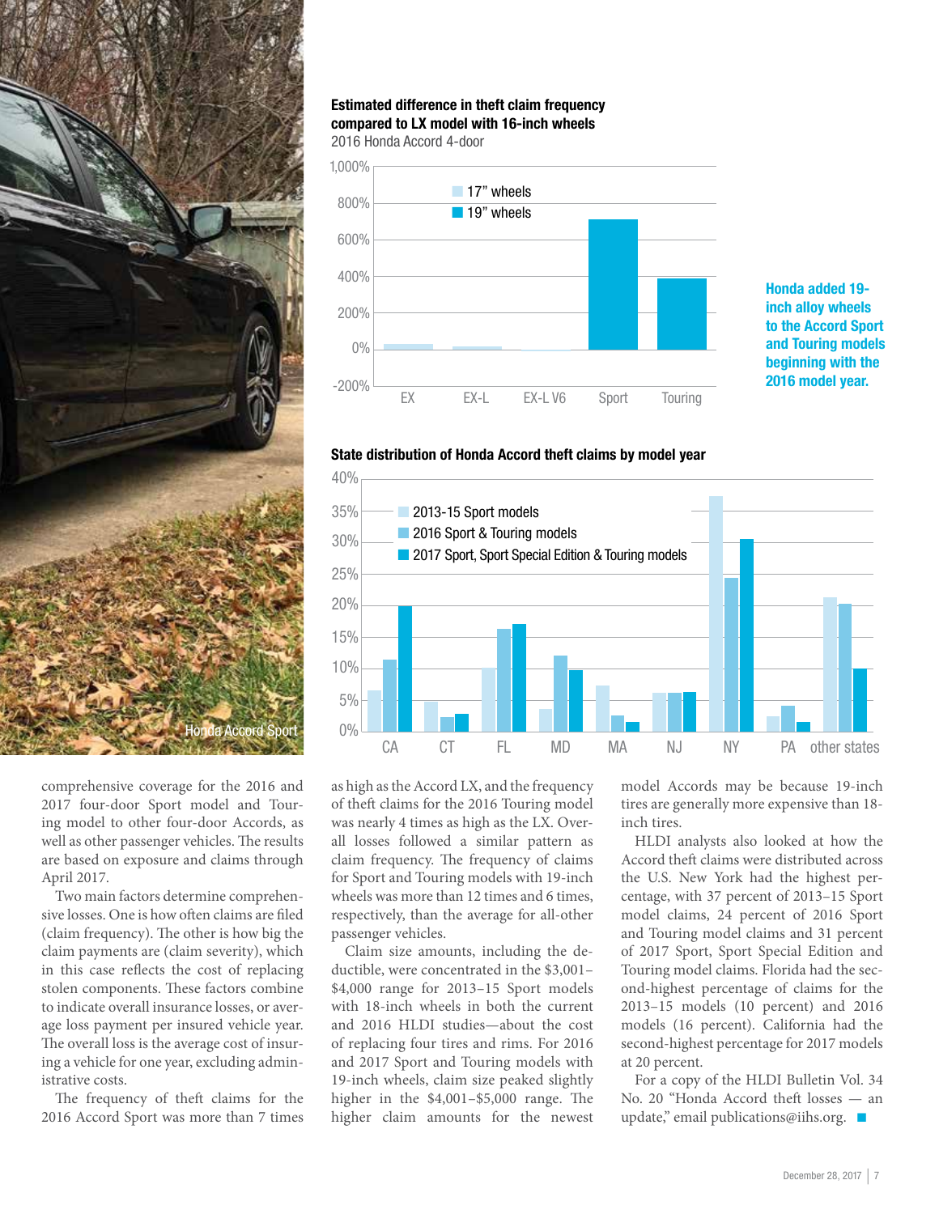Honda Accord Sport

**Estimated difference in theft claim frequency compared to LX model with 16-inch wheels**
2016 Honda Accord 4-door

**Honda added 19-inch alloy wheels to the Accord Sport and Touring models beginning with the 2016 model year.**

**State distribution of Honda Accord theft claims by model year**

comprehensive coverage for the 2016 and 2017 four-door Sport model and Touring model to other four-door Accords, as well as other passenger vehicles. The results are based on exposure and claims through April 2017.

Two main factors determine comprehensive losses. One is how often claims are filed (claim frequency). The other is how big the claim payments are (claim severity), which in this case reflects the cost of replacing stolen components. These factors combine to indicate overall insurance losses, or average loss payment per insured vehicle year. The overall loss is the average cost of insuring a vehicle for one year, excluding administrative costs.

The frequency of theft claims for the 2016 Accord Sport was more than 7 times as high as the Accord LX, and the frequency of theft claims for the 2016 Touring model was nearly 4 times as high as the LX. Overall losses followed a similar pattern as claim frequency. The frequency of claims for Sport and Touring models with 19-inch wheels was more than 12 times and 6 times, respectively, than the average for all-other passenger vehicles.

Claim size amounts, including the deductible, were concentrated in the $3,001–$4,000 range for 2013–15 Sport models with 18-inch wheels in both the current and 2016 HLDI studies—about the cost of replacing four tires and rims. For 2016 and 2017 Sport and Touring models with 19-inch wheels, claim size peaked slightly higher in the $4,001–$5,000 range. The higher claim amounts for the newest model Accords may be because 19-inch tires are generally more expensive than 18-inch tires.

HLDI analysts also looked at how the Accord theft claims were distributed across the U.S. New York had the highest percentage, with 37 percent of 2013–15 Sport model claims, 24 percent of 2016 Sport and Touring model claims and 31 percent of 2017 Sport, Sport Special Edition and Touring model claims. Florida had the second-highest percentage of claims for the 2013–15 models (10 percent) and 2016 models (16 percent). California had the second-highest percentage for 2017 models at 20 percent.

For a copy of the HLDI Bulletin Vol. 34 No. 20 "Honda Accord theft losses — an update," email publications@iihs.org. ■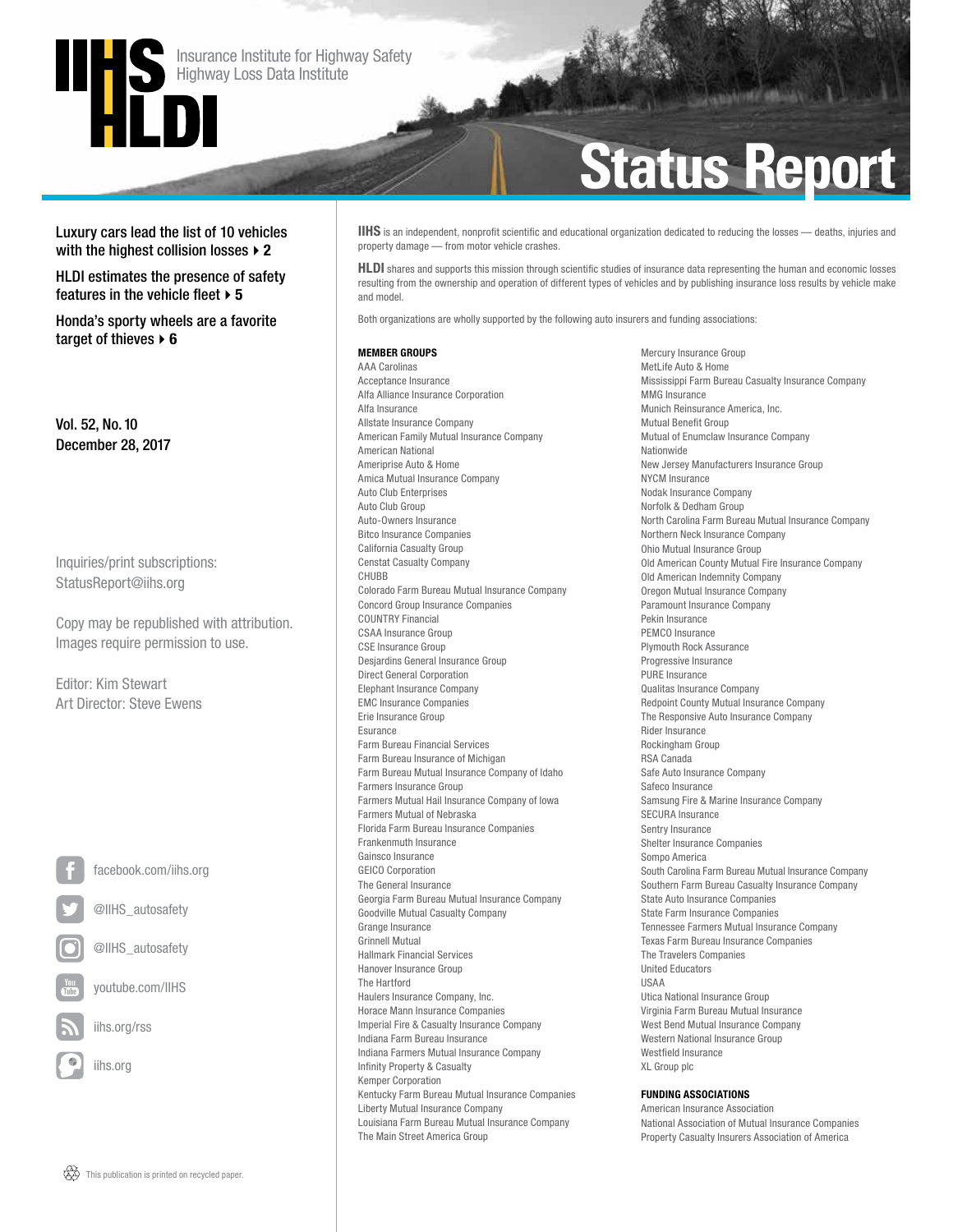# IIHS HLDI

Insurance Institute for Highway Safety
Highway Loss Data Institute

# Status Report

Luxury cars lead the list of 10 vehicles with the highest collision losses ▸ 2

HLDI estimates the presence of safety features in the vehicle fleet ▸ 5

Honda's sporty wheels are a favorite target of thieves ▸ 6

Vol. 52, No. 10
December 28, 2017

Inquiries/print subscriptions:
StatusReport@iihs.org

Copy may be republished with attribution.
Images require permission to use.

Editor: Kim Stewart
Art Director: Steve Ewens

facebook.com/iihs.org
@IIHS_autosafety
@IIHS_autosafety
youtube.com/IIHS
iihs.org/rss
iihs.org

This publication is printed on recycled paper.

**IIHS** is an independent, nonprofit scientific and educational organization dedicated to reducing the losses — deaths, injuries and property damage — from motor vehicle crashes.

**HLDI** shares and supports this mission through scientific studies of insurance data representing the human and economic losses resulting from the ownership and operation of different types of vehicles and by publishing insurance loss results by vehicle make and model.

Both organizations are wholly supported by the following auto insurers and funding associations:

**MEMBER GROUPS**

AAA Carolinas
Acceptance Insurance
Alfa Alliance Insurance Corporation
Alfa Insurance
Allstate Insurance Company
American Family Mutual Insurance Company
American National
Ameriprise Auto & Home
Amica Mutual Insurance Company
Auto Club Enterprises
Auto Club Group
Auto-Owners Insurance
Bitco Insurance Companies
California Casualty Group
Censtat Casualty Company
CHUBB
Colorado Farm Bureau Mutual Insurance Company
Concord Group Insurance Companies
COUNTRY Financial
CSAA Insurance Group
CSE Insurance Group
Desjardins General Insurance Group
Direct General Corporation
Elephant Insurance Company
EMC Insurance Companies
Erie Insurance Group
Esurance
Farm Bureau Financial Services
Farm Bureau Insurance of Michigan
Farm Bureau Mutual Insurance Company of Idaho
Farmers Insurance Group
Farmers Mutual Hail Insurance Company of Iowa
Farmers Mutual of Nebraska
Florida Farm Bureau Insurance Companies
Frankenmuth Insurance
Gainsco Insurance
GEICO Corporation
The General Insurance
Georgia Farm Bureau Mutual Insurance Company
Goodville Mutual Casualty Company
Grange Insurance
Grinnell Mutual
Hallmark Financial Services
Hanover Insurance Group
The Hartford
Haulers Insurance Company, Inc.
Horace Mann Insurance Companies
Imperial Fire & Casualty Insurance Company
Indiana Farm Bureau Insurance
Indiana Farmers Mutual Insurance Company
Infinity Property & Casualty
Kemper Corporation
Kentucky Farm Bureau Mutual Insurance Companies
Liberty Mutual Insurance Company
Louisiana Farm Bureau Mutual Insurance Company
The Main Street America Group
Mercury Insurance Group
MetLife Auto & Home
Mississippi Farm Bureau Casualty Insurance Company
MMG Insurance
Munich Reinsurance America, Inc.
Mutual Benefit Group
Mutual of Enumclaw Insurance Company
Nationwide
New Jersey Manufacturers Insurance Group
NYCM Insurance
Nodak Insurance Company
Norfolk & Dedham Group
North Carolina Farm Bureau Mutual Insurance Company
Northern Neck Insurance Company
Ohio Mutual Insurance Group
Old American County Mutual Fire Insurance Company
Old American Indemnity Company
Oregon Mutual Insurance Company
Paramount Insurance Company
Pekin Insurance
PEMCO Insurance
Plymouth Rock Assurance
Progressive Insurance
PURE Insurance
Qualitas Insurance Company
Redpoint County Mutual Insurance Company
The Responsive Auto Insurance Company
Rider Insurance
Rockingham Group
RSA Canada
Safe Auto Insurance Company
Safeco Insurance
Samsung Fire & Marine Insurance Company
SECURA Insurance
Sentry Insurance
Shelter Insurance Companies
Sompo America
South Carolina Farm Bureau Mutual Insurance Company
Southern Farm Bureau Casualty Insurance Company
State Auto Insurance Companies
State Farm Insurance Companies
Tennessee Farmers Mutual Insurance Company
Texas Farm Bureau Insurance Companies
The Travelers Companies
United Educators
USAA
Utica National Insurance Group
Virginia Farm Bureau Mutual Insurance
West Bend Mutual Insurance Company
Western National Insurance Group
Westfield Insurance
XL Group plc

**FUNDING ASSOCIATIONS**

American Insurance Association
National Association of Mutual Insurance Companies
Property Casualty Insurers Association of America